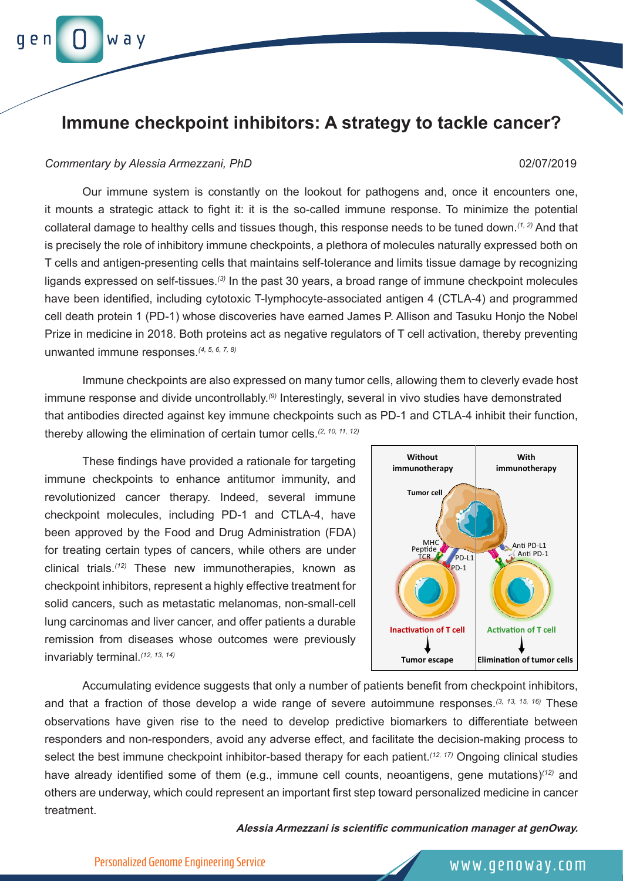# Immune checkpoint inhibitors: A strategy to tackle cancer?

*Commentary by Alessia Armezzani, PhD*

02/07/2019

Our immune system is constantly on the lookout for pathogens and, once it encounters one, it mounts a strategic attack to fight it: it is the so-called immune response. To minimize the potential collateral damage to healthy cells and tissues though, this response needs to be tuned down.[1, 2] And that is precisely the role of inhibitory immune checkpoints, a plethora of molecules naturally expressed both on T cells and antigen-presenting cells that maintains self-tolerance and limits tissue damage by recognizing ligands expressed on self-tissues.[3] In the past 30 years, a broad range of immune checkpoint molecules have been identified, including cytotoxic T-lymphocyte-associated antigen 4 (CTLA-4) and programmed cell death protein 1 (PD-1) whose discoveries have earned James P. Allison and Tasuku Honjo the Nobel Prize in medicine in 2018. Both proteins act as negative regulators of T cell activation, thereby preventing unwanted immune responses.[4, 5, 6, 7, 8]

Immune checkpoints are also expressed on many tumor cells, allowing them to cleverly evade host immune response and divide uncontrollably.[9] Interestingly, several in vivo studies have demonstrated that antibodies directed against key immune checkpoints such as PD-1 and CTLA-4 inhibit their function, thereby allowing the elimination of certain tumor cells.[2, 10, 11, 12]

These findings have provided a rationale for targeting immune checkpoints to enhance antitumor immunity, and revolutionized cancer therapy. Indeed, several immune checkpoint molecules, including PD-1 and CTLA-4, have been approved by the Food and Drug Administration (FDA) for treating certain types of cancers, while others are under clinical trials.[12] These new immunotherapies, known as checkpoint inhibitors, represent a highly effective treatment for solid cancers, such as metastatic melanomas, non-small-cell lung carcinomas and liver cancer, and offer patients a durable remission from diseases whose outcomes were previously invariably terminal.[12, 13, 14]

Accumulating evidence suggests that only a number of patients benefit from checkpoint inhibitors, and that a fraction of those develop a wide range of severe autoimmune responses.[3, 13, 15, 16] These observations have given rise to the need to develop predictive biomarkers to differentiate between responders and non-responders, avoid any adverse effect, and facilitate the decision-making process to select the best immune checkpoint inhibitor-based therapy for each patient.[12, 17] Ongoing clinical studies have already identified some of them (e.g., immune cell counts, neoantigens, gene mutations)[12] and others are underway, which could represent an important first step toward personalized medicine in cancer treatment.

***Alessia Armezzani is scientific communication manager at genOway.***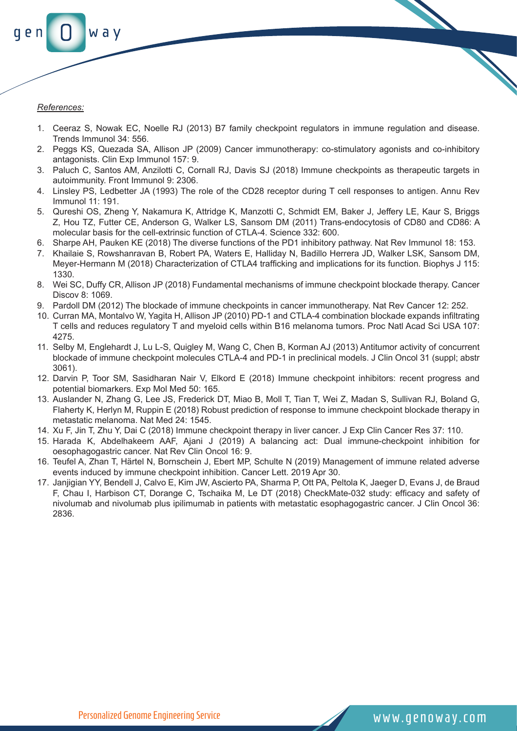*References:*

1. Ceeraz S, Nowak EC, Noelle RJ (2013) B7 family checkpoint regulators in immune regulation and disease. Trends Immunol 34: 556.
2. Peggs KS, Quezada SA, Allison JP (2009) Cancer immunotherapy: co-stimulatory agonists and co-inhibitory antagonists. Clin Exp Immunol 157: 9.
3. Paluch C, Santos AM, Anzilotti C, Cornall RJ, Davis SJ (2018) Immune checkpoints as therapeutic targets in autoimmunity. Front Immunol 9: 2306.
4. Linsley PS, Ledbetter JA (1993) The role of the CD28 receptor during T cell responses to antigen. Annu Rev Immunol 11: 191.
5. Qureshi OS, Zheng Y, Nakamura K, Attridge K, Manzotti C, Schmidt EM, Baker J, Jeffery LE, Kaur S, Briggs Z, Hou TZ, Futter CE, Anderson G, Walker LS, Sansom DM (2011) Trans-endocytosis of CD80 and CD86: A molecular basis for the cell-extrinsic function of CTLA-4. Science 332: 600.
6. Sharpe AH, Pauken KE (2018) The diverse functions of the PD1 inhibitory pathway. Nat Rev Immunol 18: 153.
7. Khailaie S, Rowshanravan B, Robert PA, Waters E, Halliday N, Badillo Herrera JD, Walker LSK, Sansom DM, Meyer-Hermann M (2018) Characterization of CTLA4 trafficking and implications for its function. Biophys J 115: 1330.
8. Wei SC, Duffy CR, Allison JP (2018) Fundamental mechanisms of immune checkpoint blockade therapy. Cancer Discov 8: 1069.
9. Pardoll DM (2012) The blockade of immune checkpoints in cancer immunotherapy. Nat Rev Cancer 12: 252.
10. Curran MA, Montalvo W, Yagita H, Allison JP (2010) PD-1 and CTLA-4 combination blockade expands infiltrating T cells and reduces regulatory T and myeloid cells within B16 melanoma tumors. Proc Natl Acad Sci USA 107: 4275.
11. Selby M, Englehardt J, Lu L-S, Quigley M, Wang C, Chen B, Korman AJ (2013) Antitumor activity of concurrent blockade of immune checkpoint molecules CTLA-4 and PD-1 in preclinical models. J Clin Oncol 31 (suppl; abstr 3061).
12. Darvin P, Toor SM, Sasidharan Nair V, Elkord E (2018) Immune checkpoint inhibitors: recent progress and potential biomarkers. Exp Mol Med 50: 165.
13. Auslander N, Zhang G, Lee JS, Frederick DT, Miao B, Moll T, Tian T, Wei Z, Madan S, Sullivan RJ, Boland G, Flaherty K, Herlyn M, Ruppin E (2018) Robust prediction of response to immune checkpoint blockade therapy in metastatic melanoma. Nat Med 24: 1545.
14. Xu F, Jin T, Zhu Y, Dai C (2018) Immune checkpoint therapy in liver cancer. J Exp Clin Cancer Res 37: 110.
15. Harada K, Abdelhakeem AAF, Ajani J (2019) A balancing act: Dual immune-checkpoint inhibition for oesophagogastric cancer. Nat Rev Clin Oncol 16: 9.
16. Teufel A, Zhan T, Härtel N, Bornschein J, Ebert MP, Schulte N (2019) Management of immune related adverse events induced by immune checkpoint inhibition. Cancer Lett. 2019 Apr 30.
17. Janjigian YY, Bendell J, Calvo E, Kim JW, Ascierto PA, Sharma P, Ott PA, Peltola K, Jaeger D, Evans J, de Braud F, Chau I, Harbison CT, Dorange C, Tschaika M, Le DT (2018) CheckMate-032 study: efficacy and safety of nivolumab and nivolumab plus ipilimumab in patients with metastatic esophagogastric cancer. J Clin Oncol 36: 2836.